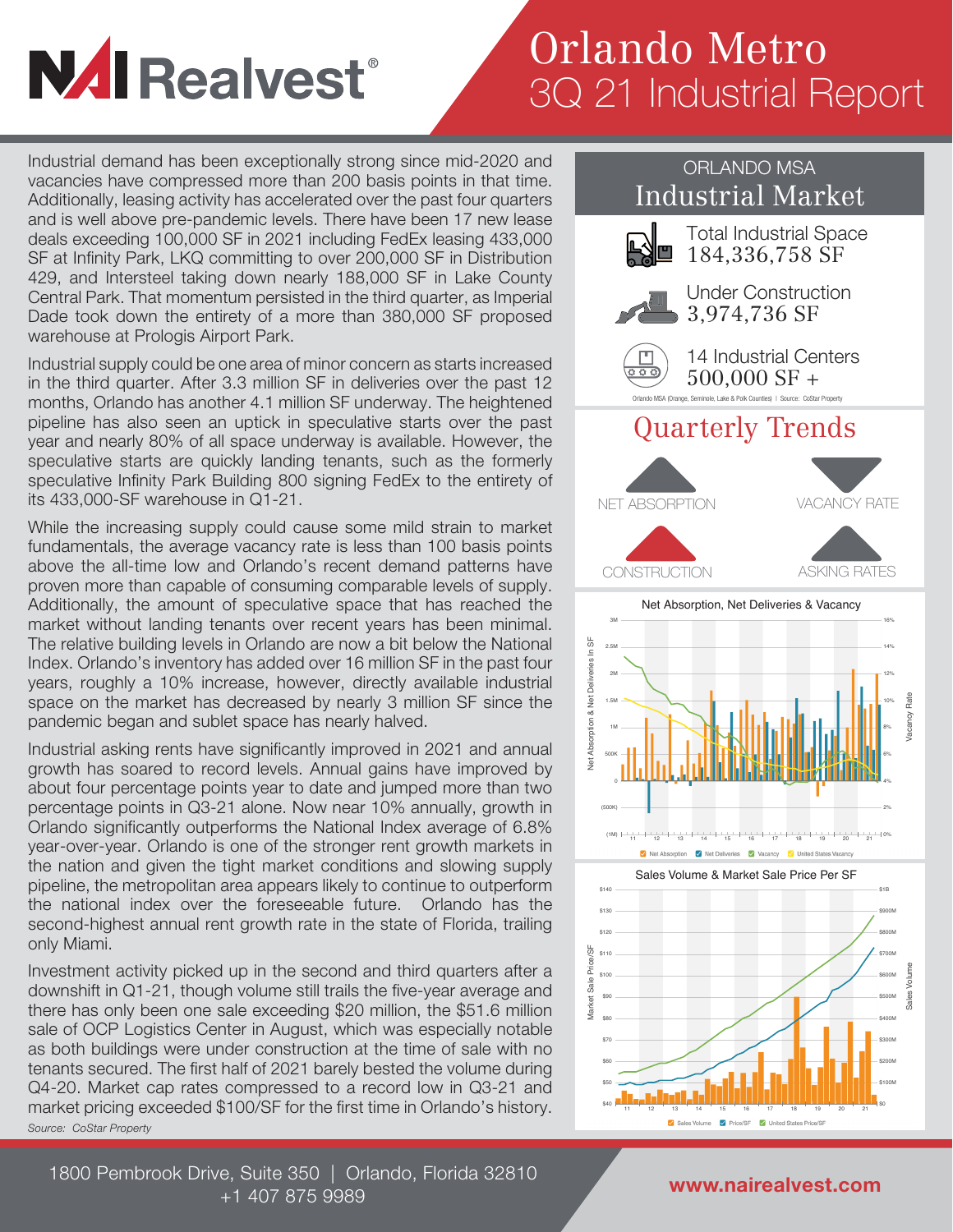# NAI Realvest®

# Orlando Metro
## 3Q 21 Industrial Report

Industrial demand has been exceptionally strong since mid-2020 and vacancies have compressed more than 200 basis points in that time. Additionally, leasing activity has accelerated over the past four quarters and is well above pre-pandemic levels. There have been 17 new lease deals exceeding 100,000 SF in 2021 including FedEx leasing 433,000 SF at Infinity Park, LKQ committing to over 200,000 SF in Distribution 429, and Intersteel taking down nearly 188,000 SF in Lake County Central Park. That momentum persisted in the third quarter, as Imperial Dade took down the entirety of a more than 380,000 SF proposed warehouse at Prologis Airport Park.

Industrial supply could be one area of minor concern as starts increased in the third quarter. After 3.3 million SF in deliveries over the past 12 months, Orlando has another 4.1 million SF underway. The heightened pipeline has also seen an uptick in speculative starts over the past year and nearly 80% of all space underway is available. However, the speculative starts are quickly landing tenants, such as the formerly speculative Infinity Park Building 800 signing FedEx to the entirety of its 433,000-SF warehouse in Q1-21.

While the increasing supply could cause some mild strain to market fundamentals, the average vacancy rate is less than 100 basis points above the all-time low and Orlando's recent demand patterns have proven more than capable of consuming comparable levels of supply. Additionally, the amount of speculative space that has reached the market without landing tenants over recent years has been minimal. The relative building levels in Orlando are now a bit below the National Index. Orlando's inventory has added over 16 million SF in the past four years, roughly a 10% increase, however, directly available industrial space on the market has decreased by nearly 3 million SF since the pandemic began and sublet space has nearly halved.

Industrial asking rents have significantly improved in 2021 and annual growth has soared to record levels. Annual gains have improved by about four percentage points year to date and jumped more than two percentage points in Q3-21 alone. Now near 10% annually, growth in Orlando significantly outperforms the National Index average of 6.8% year-over-year. Orlando is one of the stronger rent growth markets in the nation and given the tight market conditions and slowing supply pipeline, the metropolitan area appears likely to continue to outperform the national index over the foreseeable future. Orlando has the second-highest annual rent growth rate in the state of Florida, trailing only Miami.

Investment activity picked up in the second and third quarters after a downshift in Q1-21, though volume still trails the five-year average and there has only been one sale exceeding $20 million, the $51.6 million sale of OCP Logistics Center in August, which was especially notable as both buildings were under construction at the time of sale with no tenants secured. The first half of 2021 barely bested the volume during Q4-20. Market cap rates compressed to a record low in Q3-21 and market pricing exceeded $100/SF for the first time in Orlando's history.

*Source: CoStar Property*

## ORLANDO MSA Industrial Market

Total Industrial Space
184,336,758 SF

Under Construction
3,974,736 SF

14 Industrial Centers
500,000 SF +

Orlando MSA (Orange, Seminole, Lake & Polk Counties) | Source: CoStar Property

## Quarterly Trends

NET ABSORPTION (up) | VACANCY RATE (down) | CONSTRUCTION (up) | ASKING RATES (up)

### Net Absorption, Net Deliveries & Vacancy

Net Absorption | Net Deliveries | Vacancy | United States Vacancy

### Sales Volume & Market Sale Price Per SF

Sales Volume | Price/SF | United States Price/SF

1800 Pembrook Drive, Suite 350 | Orlando, Florida 32810
+1 407 875 9989

www.nairealvest.com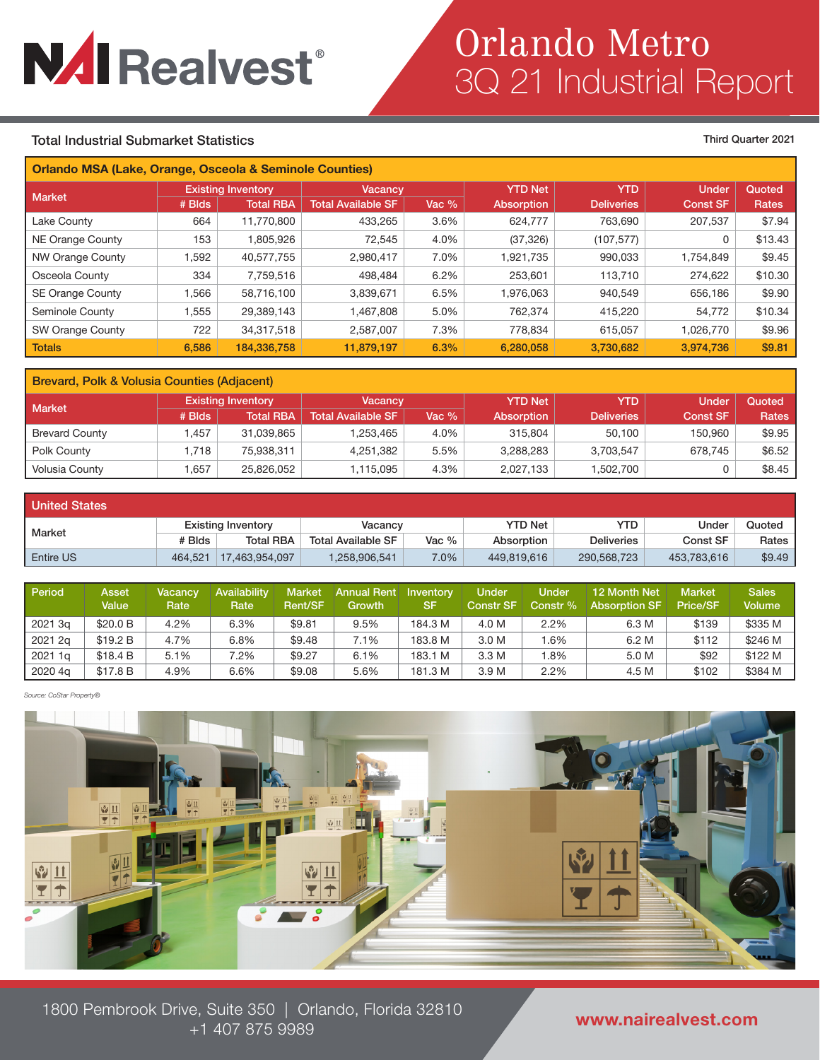# NAI Realvest

# Orlando Metro
## 3Q 21 Industrial Report

Total Industrial Submarket Statistics

Third Quarter 2021

### Orlando MSA (Lake, Orange, Osceola & Seminole Counties)

| Market | Existing Inventory | | Vacancy | | YTD Net | YTD | Under | Quoted |
|---|---|---|---|---|---|---|---|---|
| | # Blds | Total RBA | Total Available SF | Vac % | Absorption | Deliveries | Const SF | Rates |
| Lake County | 664 | 11,770,800 | 433,265 | 3.6% | 624,777 | 763,690 | 207,537 | $7.94 |
| NE Orange County | 153 | 1,805,926 | 72,545 | 4.0% | (37,326) | (107,577) | 0 | $13.43 |
| NW Orange County | 1,592 | 40,577,755 | 2,980,417 | 7.0% | 1,921,735 | 990,033 | 1,754,849 | $9.45 |
| Osceola County | 334 | 7,759,516 | 498,484 | 6.2% | 253,601 | 113,710 | 274,622 | $10.30 |
| SE Orange County | 1,566 | 58,716,100 | 3,839,671 | 6.5% | 1,976,063 | 940,549 | 656,186 | $9.90 |
| Seminole County | 1,555 | 29,389,143 | 1,467,808 | 5.0% | 762,374 | 415,220 | 54,772 | $10.34 |
| SW Orange County | 722 | 34,317,518 | 2,587,007 | 7.3% | 778,834 | 615,057 | 1,026,770 | $9.96 |
| **Totals** | **6,586** | **184,336,758** | **11,879,197** | **6.3%** | **6,280,058** | **3,730,682** | **3,974,736** | **$9.81** |

### Brevard, Polk & Volusia Counties (Adjacent)

| Market | Existing Inventory | | Vacancy | | YTD Net | YTD | Under | Quoted |
|---|---|---|---|---|---|---|---|---|
| | # Blds | Total RBA | Total Available SF | Vac % | Absorption | Deliveries | Const SF | Rates |
| Brevard County | 1,457 | 31,039,865 | 1,253,465 | 4.0% | 315,804 | 50,100 | 150,960 | $9.95 |
| Polk County | 1,718 | 75,938,311 | 4,251,382 | 5.5% | 3,288,283 | 3,703,547 | 678,745 | $6.52 |
| Volusia County | 1,657 | 25,826,052 | 1,115,095 | 4.3% | 2,027,133 | 1,502,700 | 0 | $8.45 |

### United States

| Market | Existing Inventory | | Vacancy | | YTD Net | YTD | Under | Quoted |
|---|---|---|---|---|---|---|---|---|
| | # Blds | Total RBA | Total Available SF | Vac % | Absorption | Deliveries | Const SF | Rates |
| Entire US | 464,521 | 17,463,954,097 | 1,258,906,541 | 7.0% | 449,819,616 | 290,568,723 | 453,783,616 | $9.49 |

| Period | Asset Value | Vacancy Rate | Availability Rate | Market Rent/SF | Annual Rent Growth | Inventory SF | Under Constr SF | Under Constr % | 12 Month Net Absorption SF | Market Price/SF | Sales Volume |
|---|---|---|---|---|---|---|---|---|---|---|---|
| 2021 3q | $20.0 B | 4.2% | 6.3% | $9.81 | 9.5% | 184.3 M | 4.0 M | 2.2% | 6.3 M | $139 | $335 M |
| 2021 2q | $19.2 B | 4.7% | 6.8% | $9.48 | 7.1% | 183.8 M | 3.0 M | 1.6% | 6.2 M | $112 | $246 M |
| 2021 1q | $18.4 B | 5.1% | 7.2% | $9.27 | 6.1% | 183.1 M | 3.3 M | 1.8% | 5.0 M | $92 | $122 M |
| 2020 4q | $17.8 B | 4.9% | 6.6% | $9.08 | 5.6% | 181.3 M | 3.9 M | 2.2% | 4.5 M | $102 | $384 M |

*Source: CoStar Property®*

1800 Pembrook Drive, Suite 350 | Orlando, Florida 32810
+1 407 875 9989

**www.nairealvest.com**